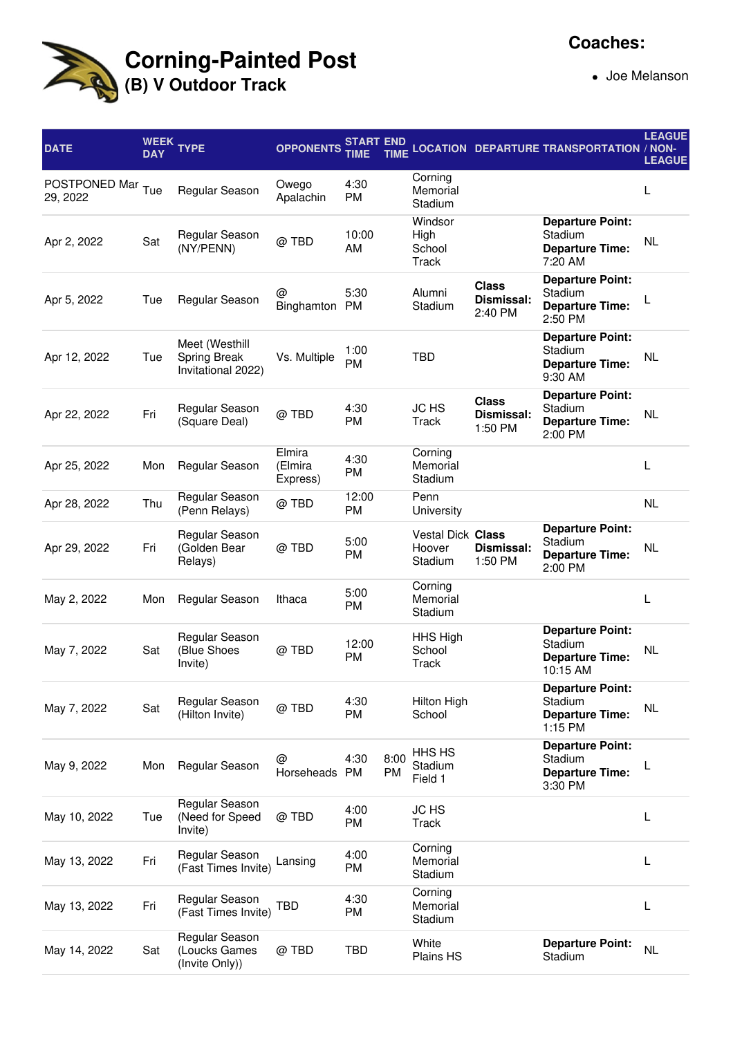# Corning-Painted Post

## (B) V Outdoor Track

**Coaches:**

- Joe Melanson

| DATE | WEEK DAY | TYPE | OPPONENTS | START TIME | END TIME | LOCATION | DEPARTURE | TRANSPORTATION | LEAGUE / NON-LEAGUE |
|---|---|---|---|---|---|---|---|---|---|
| POSTPONED Mar 29, 2022 | Tue | Regular Season | Owego Apalachin | 4:30 PM | | Corning Memorial Stadium | | | L |
| Apr 2, 2022 | Sat | Regular Season (NY/PENN) | @ TBD | 10:00 AM | | Windsor High School Track | | **Departure Point:** Stadium **Departure Time:** 7:20 AM | NL |
| Apr 5, 2022 | Tue | Regular Season | @ Binghamton | 5:30 PM | | Alumni Stadium | **Class Dismissal:** 2:40 PM | **Departure Point:** Stadium **Departure Time:** 2:50 PM | L |
| Apr 12, 2022 | Tue | Meet (Westhill Spring Break Invitational 2022) | Vs. Multiple | 1:00 PM | | TBD | | **Departure Point:** Stadium **Departure Time:** 9:30 AM | NL |
| Apr 22, 2022 | Fri | Regular Season (Square Deal) | @ TBD | 4:30 PM | | JC HS Track | **Class Dismissal:** 1:50 PM | **Departure Point:** Stadium **Departure Time:** 2:00 PM | NL |
| Apr 25, 2022 | Mon | Regular Season | Elmira (Elmira Express) | 4:30 PM | | Corning Memorial Stadium | | | L |
| Apr 28, 2022 | Thu | Regular Season (Penn Relays) | @ TBD | 12:00 PM | | Penn University | | | NL |
| Apr 29, 2022 | Fri | Regular Season (Golden Bear Relays) | @ TBD | 5:00 PM | | Vestal Dick Hoover Stadium | **Class Dismissal:** 1:50 PM | **Departure Point:** Stadium **Departure Time:** 2:00 PM | NL |
| May 2, 2022 | Mon | Regular Season | Ithaca | 5:00 PM | | Corning Memorial Stadium | | | L |
| May 7, 2022 | Sat | Regular Season (Blue Shoes Invite) | @ TBD | 12:00 PM | | HHS High School Track | | **Departure Point:** Stadium **Departure Time:** 10:15 AM | NL |
| May 7, 2022 | Sat | Regular Season (Hilton Invite) | @ TBD | 4:30 PM | | Hilton High School | | **Departure Point:** Stadium **Departure Time:** 1:15 PM | NL |
| May 9, 2022 | Mon | Regular Season | @ Horseheads | 4:30 PM | 8:00 PM | HHS HS Stadium Field 1 | | **Departure Point:** Stadium **Departure Time:** 3:30 PM | L |
| May 10, 2022 | Tue | Regular Season (Need for Speed Invite) | @ TBD | 4:00 PM | | JC HS Track | | | L |
| May 13, 2022 | Fri | Regular Season (Fast Times Invite) | Lansing | 4:00 PM | | Corning Memorial Stadium | | | L |
| May 13, 2022 | Fri | Regular Season (Fast Times Invite) | TBD | 4:30 PM | | Corning Memorial Stadium | | | L |
| May 14, 2022 | Sat | Regular Season (Loucks Games (Invite Only)) | @ TBD | TBD | | White Plains HS | | **Departure Point:** Stadium | NL |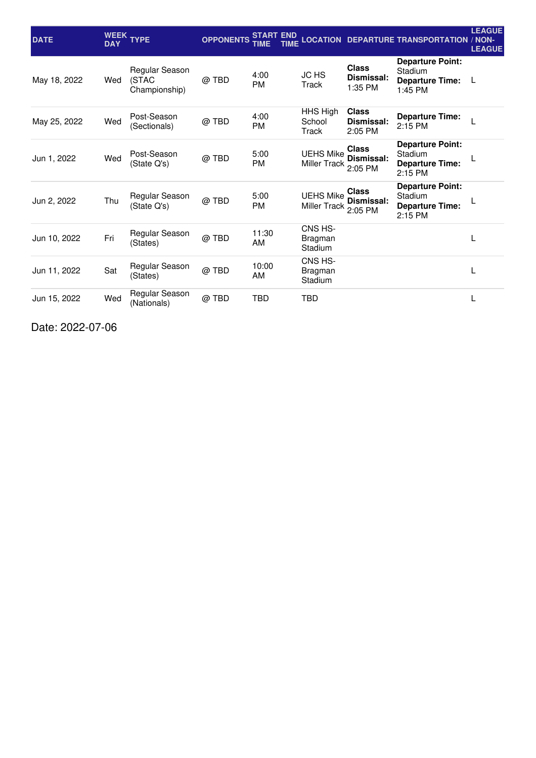| DATE | WEEK DAY | TYPE | OPPONENTS | START TIME | END TIME | LOCATION | DEPARTURE | TRANSPORTATION | LEAGUE / NON-LEAGUE |
|---|---|---|---|---|---|---|---|---|---|
| May 18, 2022 | Wed | Regular Season (STAC Championship) | @ TBD | 4:00 PM | | JC HS Track | **Class Dismissal:** 1:35 PM | **Departure Point:** Stadium **Departure Time:** 1:45 PM | L |
| May 25, 2022 | Wed | Post-Season (Sectionals) | @ TBD | 4:00 PM | | HHS High School Track | **Class Dismissal:** 2:05 PM | **Departure Time:** 2:15 PM | L |
| Jun 1, 2022 | Wed | Post-Season (State Q's) | @ TBD | 5:00 PM | | UEHS Mike Miller Track | **Class Dismissal:** 2:05 PM | **Departure Point:** Stadium **Departure Time:** 2:15 PM | L |
| Jun 2, 2022 | Thu | Regular Season (State Q's) | @ TBD | 5:00 PM | | UEHS Mike Miller Track | **Class Dismissal:** 2:05 PM | **Departure Point:** Stadium **Departure Time:** 2:15 PM | L |
| Jun 10, 2022 | Fri | Regular Season (States) | @ TBD | 11:30 AM | | CNS HS-Bragman Stadium | | | L |
| Jun 11, 2022 | Sat | Regular Season (States) | @ TBD | 10:00 AM | | CNS HS-Bragman Stadium | | | L |
| Jun 15, 2022 | Wed | Regular Season (Nationals) | @ TBD | TBD | | TBD | | | L |

Date: 2022-07-06